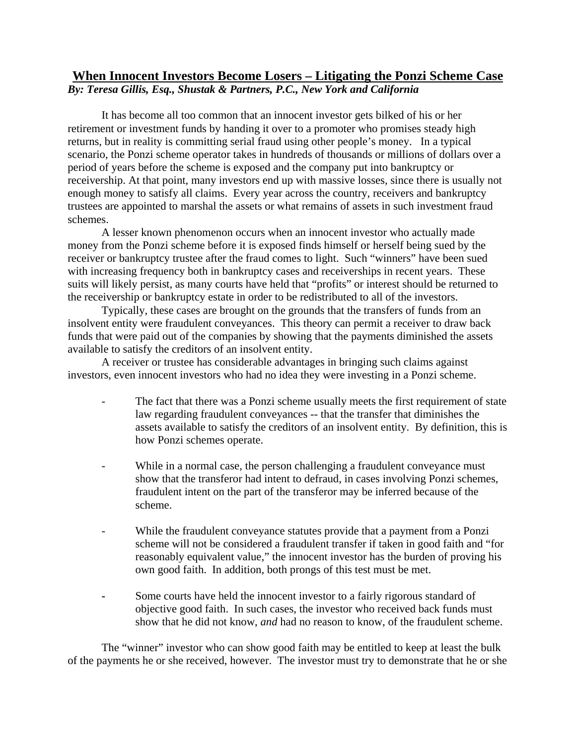# When Innocent Investors Become Losers – Litigating the Ponzi Scheme Case

***By: Teresa Gillis, Esq., Shustak & Partners, P.C., New York and California***

It has become all too common that an innocent investor gets bilked of his or her retirement or investment funds by handing it over to a promoter who promises steady high returns, but in reality is committing serial fraud using other people's money. In a typical scenario, the Ponzi scheme operator takes in hundreds of thousands or millions of dollars over a period of years before the scheme is exposed and the company put into bankruptcy or receivership. At that point, many investors end up with massive losses, since there is usually not enough money to satisfy all claims. Every year across the country, receivers and bankruptcy trustees are appointed to marshal the assets or what remains of assets in such investment fraud schemes.

A lesser known phenomenon occurs when an innocent investor who actually made money from the Ponzi scheme before it is exposed finds himself or herself being sued by the receiver or bankruptcy trustee after the fraud comes to light. Such "winners" have been sued with increasing frequency both in bankruptcy cases and receiverships in recent years. These suits will likely persist, as many courts have held that "profits" or interest should be returned to the receivership or bankruptcy estate in order to be redistributed to all of the investors.

Typically, these cases are brought on the grounds that the transfers of funds from an insolvent entity were fraudulent conveyances. This theory can permit a receiver to draw back funds that were paid out of the companies by showing that the payments diminished the assets available to satisfy the creditors of an insolvent entity.

A receiver or trustee has considerable advantages in bringing such claims against investors, even innocent investors who had no idea they were investing in a Ponzi scheme.

- The fact that there was a Ponzi scheme usually meets the first requirement of state law regarding fraudulent conveyances -- that the transfer that diminishes the assets available to satisfy the creditors of an insolvent entity. By definition, this is how Ponzi schemes operate.

- While in a normal case, the person challenging a fraudulent conveyance must show that the transferor had intent to defraud, in cases involving Ponzi schemes, fraudulent intent on the part of the transferor may be inferred because of the scheme.

- While the fraudulent conveyance statutes provide that a payment from a Ponzi scheme will not be considered a fraudulent transfer if taken in good faith and "for reasonably equivalent value," the innocent investor has the burden of proving his own good faith. In addition, both prongs of this test must be met.

- Some courts have held the innocent investor to a fairly rigorous standard of objective good faith. In such cases, the investor who received back funds must show that he did not know, *and* had no reason to know, of the fraudulent scheme.

The "winner" investor who can show good faith may be entitled to keep at least the bulk of the payments he or she received, however. The investor must try to demonstrate that he or she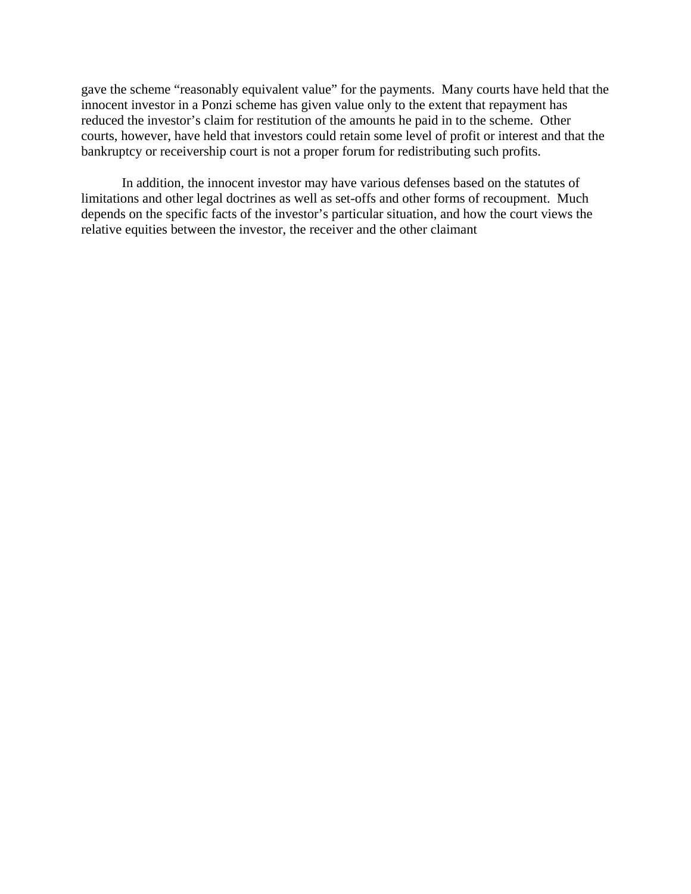gave the scheme "reasonably equivalent value" for the payments. Many courts have held that the innocent investor in a Ponzi scheme has given value only to the extent that repayment has reduced the investor's claim for restitution of the amounts he paid in to the scheme. Other courts, however, have held that investors could retain some level of profit or interest and that the bankruptcy or receivership court is not a proper forum for redistributing such profits.

In addition, the innocent investor may have various defenses based on the statutes of limitations and other legal doctrines as well as set-offs and other forms of recoupment. Much depends on the specific facts of the investor's particular situation, and how the court views the relative equities between the investor, the receiver and the other claimant